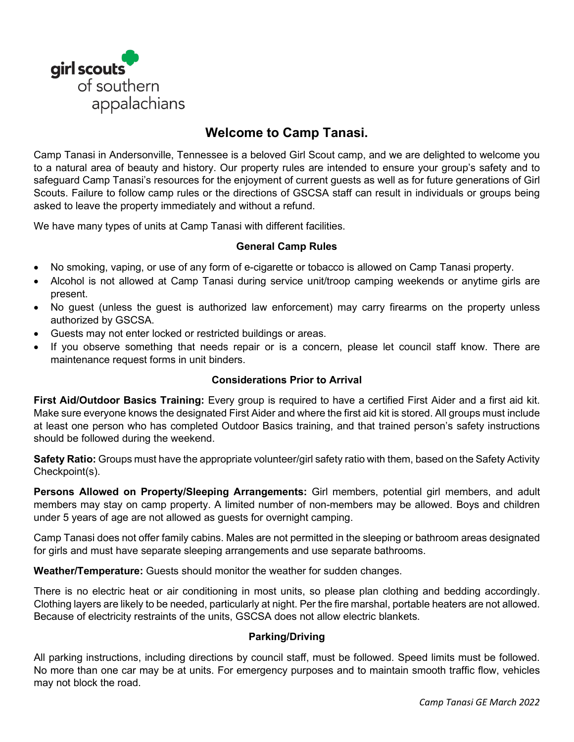girl scouts of southern appalachians

# Welcome to Camp Tanasi.

Camp Tanasi in Andersonville, Tennessee is a beloved Girl Scout camp, and we are delighted to welcome you to a natural area of beauty and history. Our property rules are intended to ensure your group's safety and to safeguard Camp Tanasi's resources for the enjoyment of current guests as well as for future generations of Girl Scouts. Failure to follow camp rules or the directions of GSCSA staff can result in individuals or groups being asked to leave the property immediately and without a refund.

We have many types of units at Camp Tanasi with different facilities.

## General Camp Rules

- No smoking, vaping, or use of any form of e-cigarette or tobacco is allowed on Camp Tanasi property.
- Alcohol is not allowed at Camp Tanasi during service unit/troop camping weekends or anytime girls are present.
- No guest (unless the guest is authorized law enforcement) may carry firearms on the property unless authorized by GSCSA.
- Guests may not enter locked or restricted buildings or areas.
- If you observe something that needs repair or is a concern, please let council staff know. There are maintenance request forms in unit binders.

## Considerations Prior to Arrival

**First Aid/Outdoor Basics Training:** Every group is required to have a certified First Aider and a first aid kit. Make sure everyone knows the designated First Aider and where the first aid kit is stored. All groups must include at least one person who has completed Outdoor Basics training, and that trained person's safety instructions should be followed during the weekend.

**Safety Ratio:** Groups must have the appropriate volunteer/girl safety ratio with them, based on the Safety Activity Checkpoint(s).

**Persons Allowed on Property/Sleeping Arrangements:** Girl members, potential girl members, and adult members may stay on camp property. A limited number of non-members may be allowed. Boys and children under 5 years of age are not allowed as guests for overnight camping.

Camp Tanasi does not offer family cabins. Males are not permitted in the sleeping or bathroom areas designated for girls and must have separate sleeping arrangements and use separate bathrooms.

**Weather/Temperature:** Guests should monitor the weather for sudden changes.

There is no electric heat or air conditioning in most units, so please plan clothing and bedding accordingly. Clothing layers are likely to be needed, particularly at night. Per the fire marshal, portable heaters are not allowed. Because of electricity restraints of the units, GSCSA does not allow electric blankets.

## Parking/Driving

All parking instructions, including directions by council staff, must be followed. Speed limits must be followed. No more than one car may be at units. For emergency purposes and to maintain smooth traffic flow, vehicles may not block the road.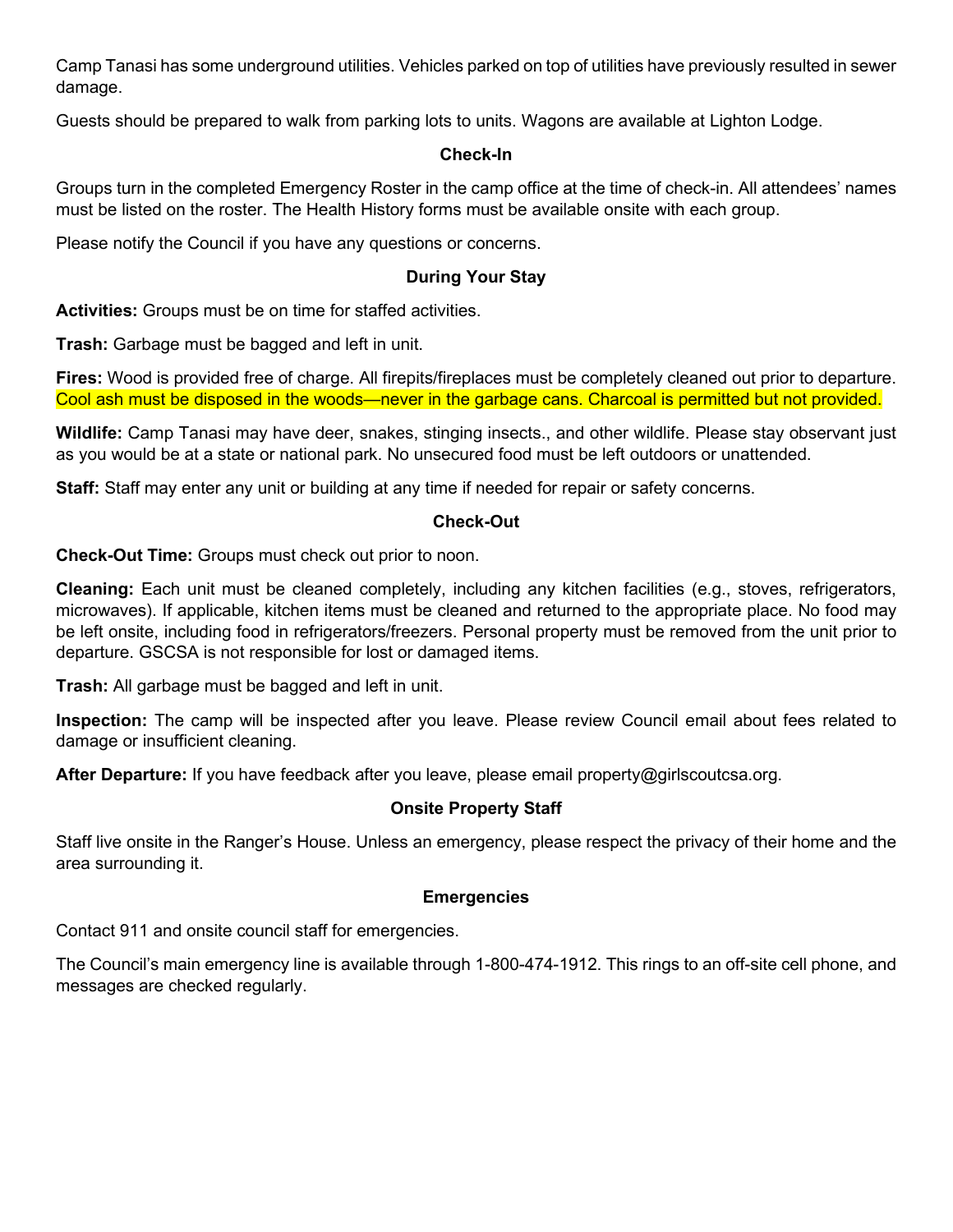Camp Tanasi has some underground utilities. Vehicles parked on top of utilities have previously resulted in sewer damage.

Guests should be prepared to walk from parking lots to units. Wagons are available at Lighton Lodge.

### Check-In

Groups turn in the completed Emergency Roster in the camp office at the time of check-in. All attendees' names must be listed on the roster. The Health History forms must be available onsite with each group.

Please notify the Council if you have any questions or concerns.

### During Your Stay

**Activities:** Groups must be on time for staffed activities.

**Trash:** Garbage must be bagged and left in unit.

**Fires:** Wood is provided free of charge. All firepits/fireplaces must be completely cleaned out prior to departure. Cool ash must be disposed in the woods—never in the garbage cans. Charcoal is permitted but not provided.

**Wildlife:** Camp Tanasi may have deer, snakes, stinging insects., and other wildlife. Please stay observant just as you would be at a state or national park. No unsecured food must be left outdoors or unattended.

**Staff:** Staff may enter any unit or building at any time if needed for repair or safety concerns.

### Check-Out

**Check-Out Time:** Groups must check out prior to noon.

**Cleaning:** Each unit must be cleaned completely, including any kitchen facilities (e.g., stoves, refrigerators, microwaves). If applicable, kitchen items must be cleaned and returned to the appropriate place. No food may be left onsite, including food in refrigerators/freezers. Personal property must be removed from the unit prior to departure. GSCSA is not responsible for lost or damaged items.

**Trash:** All garbage must be bagged and left in unit.

**Inspection:** The camp will be inspected after you leave. Please review Council email about fees related to damage or insufficient cleaning.

**After Departure:** If you have feedback after you leave, please email property@girlscoutcsa.org.

### Onsite Property Staff

Staff live onsite in the Ranger's House. Unless an emergency, please respect the privacy of their home and the area surrounding it.

### Emergencies

Contact 911 and onsite council staff for emergencies.

The Council's main emergency line is available through 1-800-474-1912. This rings to an off-site cell phone, and messages are checked regularly.